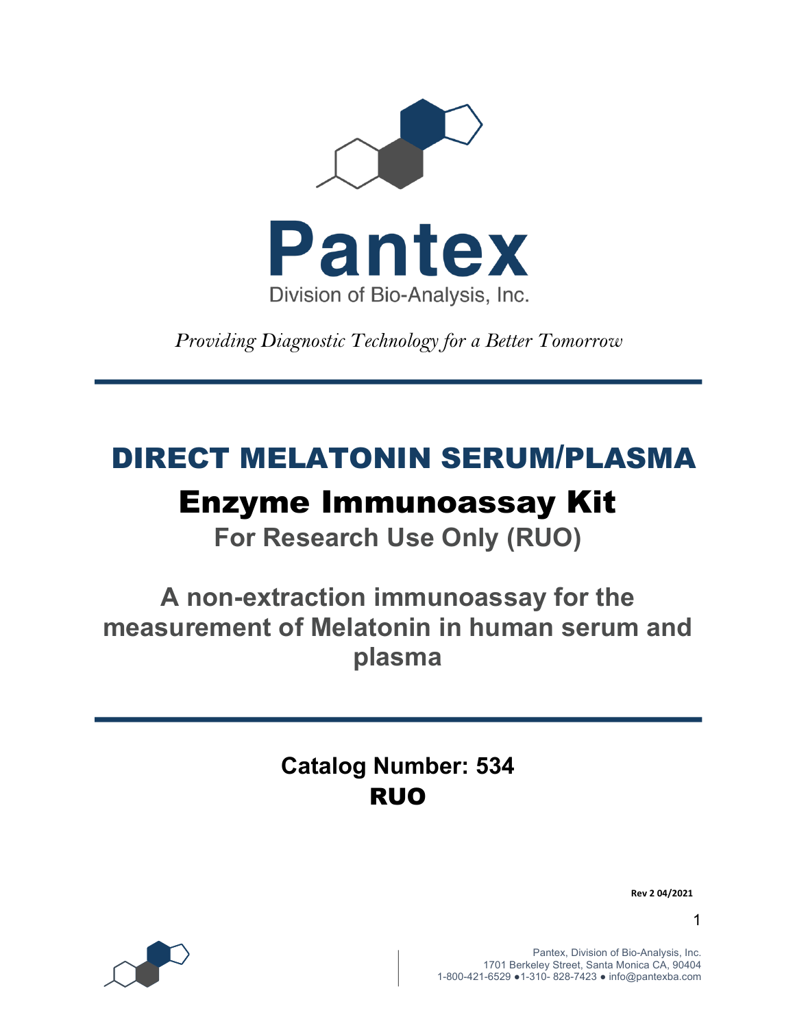# Pantex

Division of Bio-Analysis, Inc.

*Providing Diagnostic Technology for a Better Tomorrow*

# DIRECT MELATONIN SERUM/PLASMA

# Enzyme Immunoassay Kit

**For Research Use Only (RUO)**

## A non-extraction immunoassay for the measurement of Melatonin in human serum and plasma

**Catalog Number: 534**

**RUO**

**Rev 2 04/2021**

Pantex, Division of Bio-Analysis, Inc.
1701 Berkeley Street, Santa Monica CA, 90404
1-800-421-6529 ●1-310- 828-7423 ● info@pantexba.com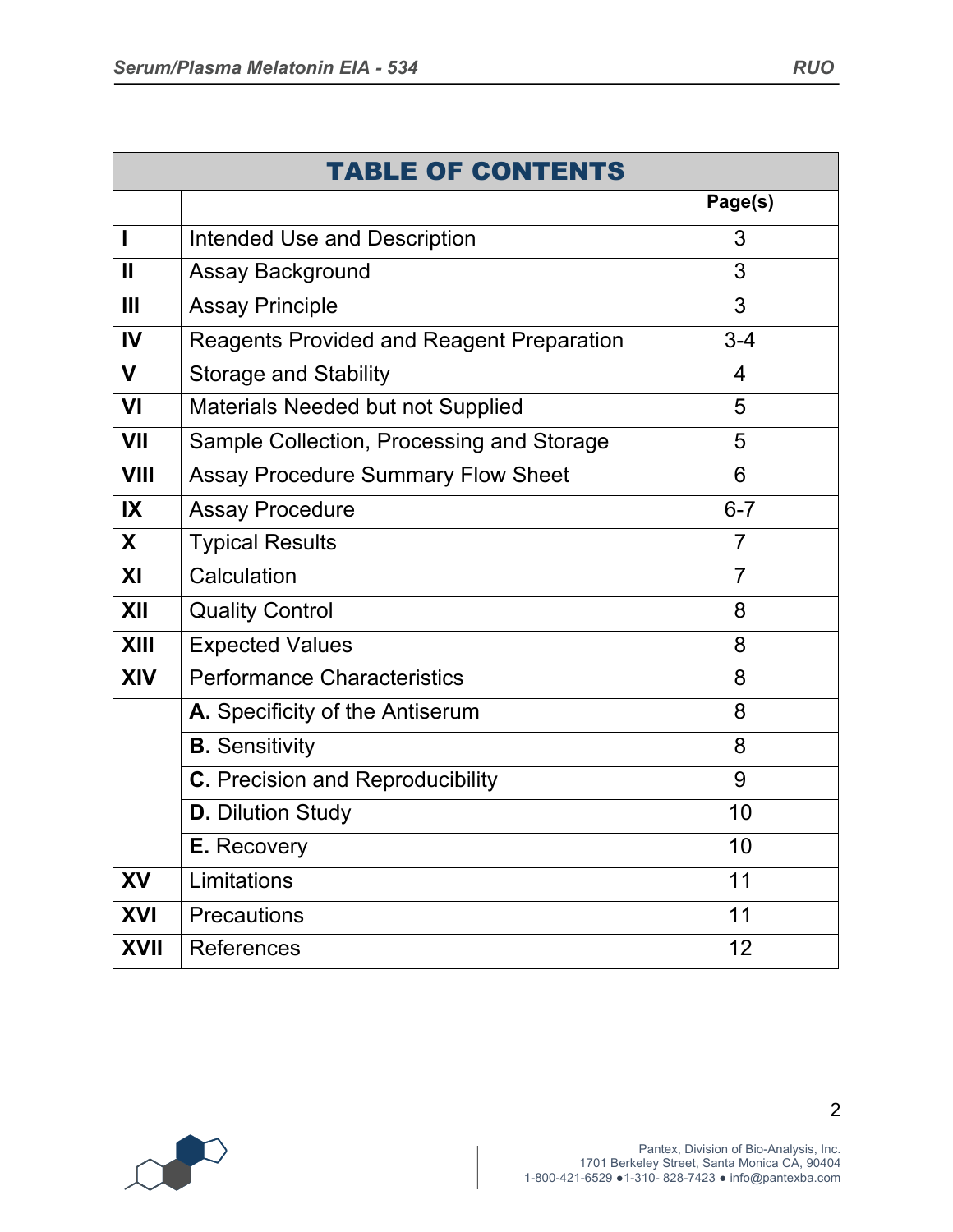| TABLE OF CONTENTS | | |
|---|---|---|
| | | Page(s) |
| **I** | Intended Use and Description | 3 |
| **II** | Assay Background | 3 |
| **III** | Assay Principle | 3 |
| **IV** | Reagents Provided and Reagent Preparation | 3-4 |
| **V** | Storage and Stability | 4 |
| **VI** | Materials Needed but not Supplied | 5 |
| **VII** | Sample Collection, Processing and Storage | 5 |
| **VIII** | Assay Procedure Summary Flow Sheet | 6 |
| **IX** | Assay Procedure | 6-7 |
| **X** | Typical Results | 7 |
| **XI** | Calculation | 7 |
| **XII** | Quality Control | 8 |
| **XIII** | Expected Values | 8 |
| **XIV** | Performance Characteristics | 8 |
| | **A.** Specificity of the Antiserum | 8 |
| | **B.** Sensitivity | 8 |
| | **C.** Precision and Reproducibility | 9 |
| | **D.** Dilution Study | 10 |
| | **E.** Recovery | 10 |
| **XV** | Limitations | 11 |
| **XVI** | Precautions | 11 |
| **XVII** | References | 12 |

Pantex, Division of Bio-Analysis, Inc.
1701 Berkeley Street, Santa Monica CA, 90404
1-800-421-6529 ●1-310- 828-7423 ● info@pantexba.com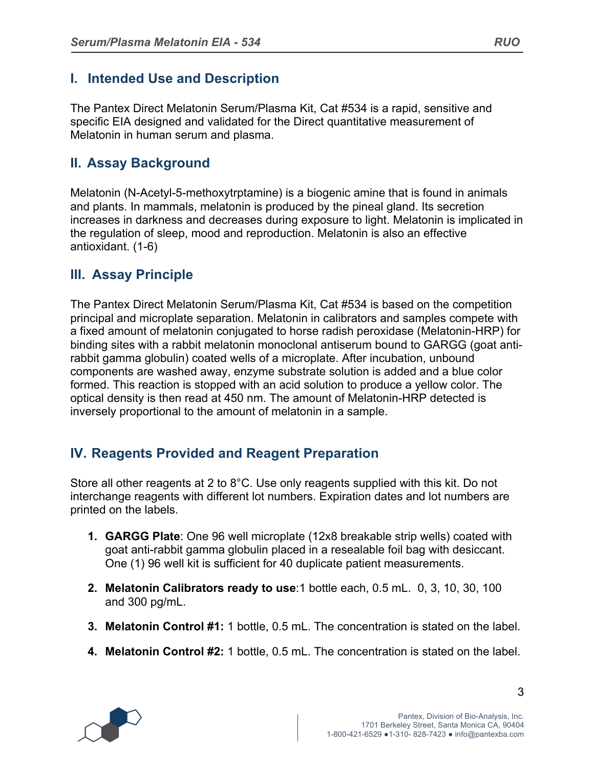## I. Intended Use and Description

The Pantex Direct Melatonin Serum/Plasma Kit, Cat #534 is a rapid, sensitive and specific EIA designed and validated for the Direct quantitative measurement of Melatonin in human serum and plasma.

## II. Assay Background

Melatonin (N-Acetyl-5-methoxytrptamine) is a biogenic amine that is found in animals and plants. In mammals, melatonin is produced by the pineal gland. Its secretion increases in darkness and decreases during exposure to light. Melatonin is implicated in the regulation of sleep, mood and reproduction. Melatonin is also an effective antioxidant. (1-6)

## III. Assay Principle

The Pantex Direct Melatonin Serum/Plasma Kit, Cat #534 is based on the competition principal and microplate separation. Melatonin in calibrators and samples compete with a fixed amount of melatonin conjugated to horse radish peroxidase (Melatonin-HRP) for binding sites with a rabbit melatonin monoclonal antiserum bound to GARGG (goat anti-rabbit gamma globulin) coated wells of a microplate. After incubation, unbound components are washed away, enzyme substrate solution is added and a blue color formed. This reaction is stopped with an acid solution to produce a yellow color. The optical density is then read at 450 nm. The amount of Melatonin-HRP detected is inversely proportional to the amount of melatonin in a sample.

## IV. Reagents Provided and Reagent Preparation

Store all other reagents at 2 to 8°C. Use only reagents supplied with this kit. Do not interchange reagents with different lot numbers. Expiration dates and lot numbers are printed on the labels.

1. **GARGG Plate**: One 96 well microplate (12x8 breakable strip wells) coated with goat anti-rabbit gamma globulin placed in a resealable foil bag with desiccant. One (1) 96 well kit is sufficient for 40 duplicate patient measurements.

2. **Melatonin Calibrators ready to use**:1 bottle each, 0.5 mL. 0, 3, 10, 30, 100 and 300 pg/mL.

3. **Melatonin Control #1:** 1 bottle, 0.5 mL. The concentration is stated on the label.

4. **Melatonin Control #2:** 1 bottle, 0.5 mL. The concentration is stated on the label.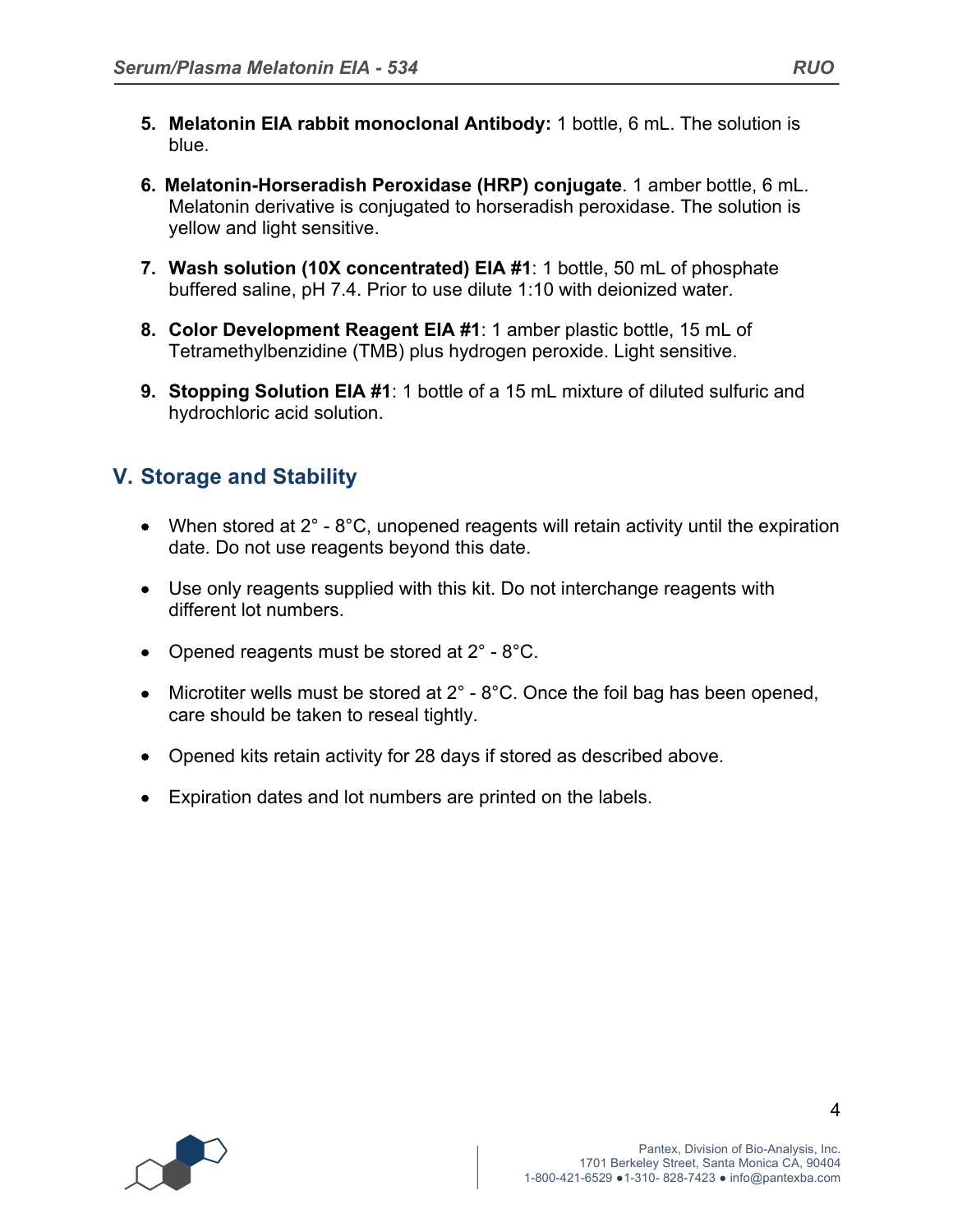5. **Melatonin EIA rabbit monoclonal Antibody:** 1 bottle, 6 mL. The solution is blue.

6. **Melatonin-Horseradish Peroxidase (HRP) conjugate**. 1 amber bottle, 6 mL. Melatonin derivative is conjugated to horseradish peroxidase. The solution is yellow and light sensitive.

7. **Wash solution (10X concentrated) EIA #1**: 1 bottle, 50 mL of phosphate buffered saline, pH 7.4. Prior to use dilute 1:10 with deionized water.

8. **Color Development Reagent EIA #1**: 1 amber plastic bottle, 15 mL of Tetramethylbenzidine (TMB) plus hydrogen peroxide. Light sensitive.

9. **Stopping Solution EIA #1**: 1 bottle of a 15 mL mixture of diluted sulfuric and hydrochloric acid solution.

## V. Storage and Stability

- When stored at 2° - 8°C, unopened reagents will retain activity until the expiration date. Do not use reagents beyond this date.
- Use only reagents supplied with this kit. Do not interchange reagents with different lot numbers.
- Opened reagents must be stored at 2° - 8°C.
- Microtiter wells must be stored at 2° - 8°C. Once the foil bag has been opened, care should be taken to reseal tightly.
- Opened kits retain activity for 28 days if stored as described above.
- Expiration dates and lot numbers are printed on the labels.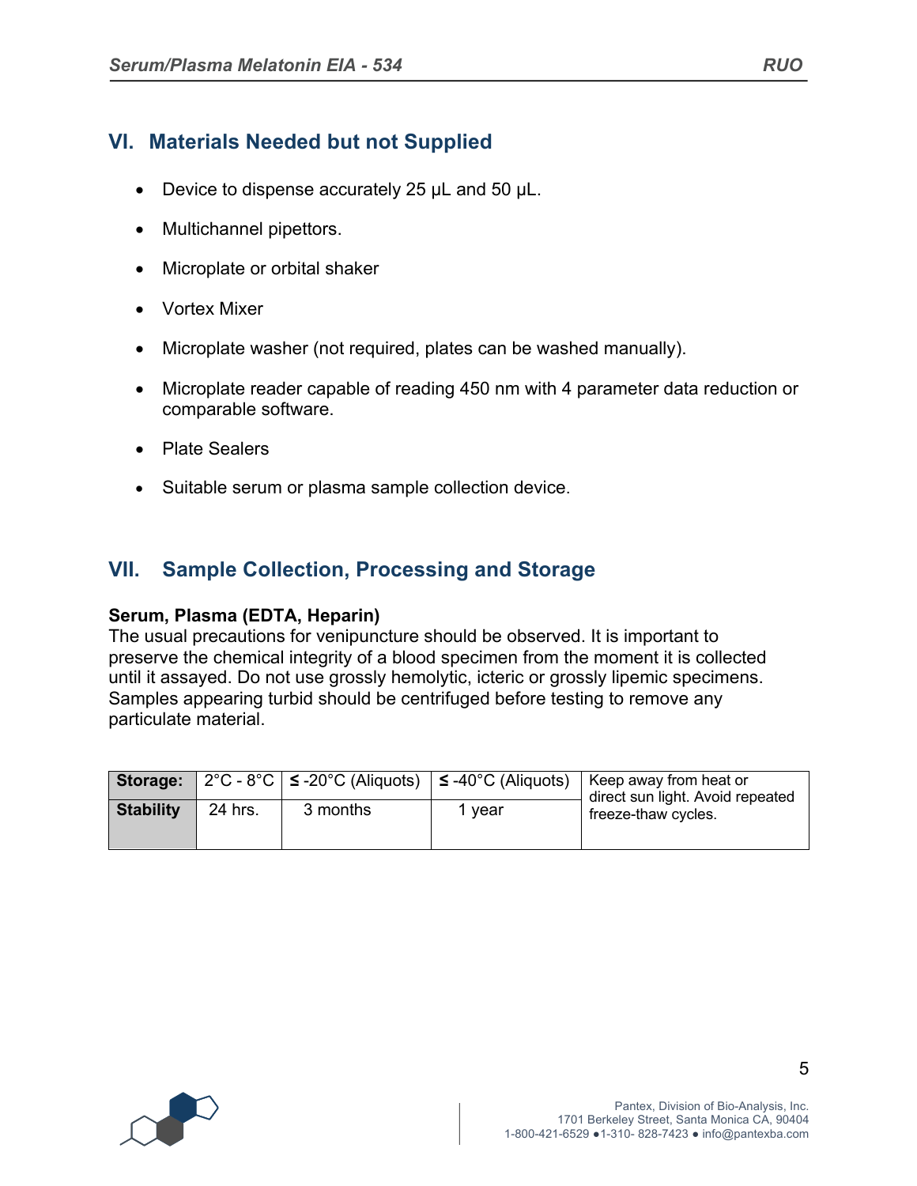## VI. Materials Needed but not Supplied

- Device to dispense accurately 25 µL and 50 µL.
- Multichannel pipettors.
- Microplate or orbital shaker
- Vortex Mixer
- Microplate washer (not required, plates can be washed manually).
- Microplate reader capable of reading 450 nm with 4 parameter data reduction or comparable software.
- Plate Sealers
- Suitable serum or plasma sample collection device.

## VII. Sample Collection, Processing and Storage

**Serum, Plasma (EDTA, Heparin)**
The usual precautions for venipuncture should be observed. It is important to preserve the chemical integrity of a blood specimen from the moment it is collected until it assayed. Do not use grossly hemolytic, icteric or grossly lipemic specimens. Samples appearing turbid should be centrifuged before testing to remove any particulate material.

| **Storage:** | 2°C - 8°C | ≤ -20°C (Aliquots) | ≤ -40°C (Aliquots) | Keep away from heat or direct sun light. Avoid repeated freeze-thaw cycles. |
|---|---|---|---|---|
| **Stability** | 24 hrs. | 3 months | 1 year | |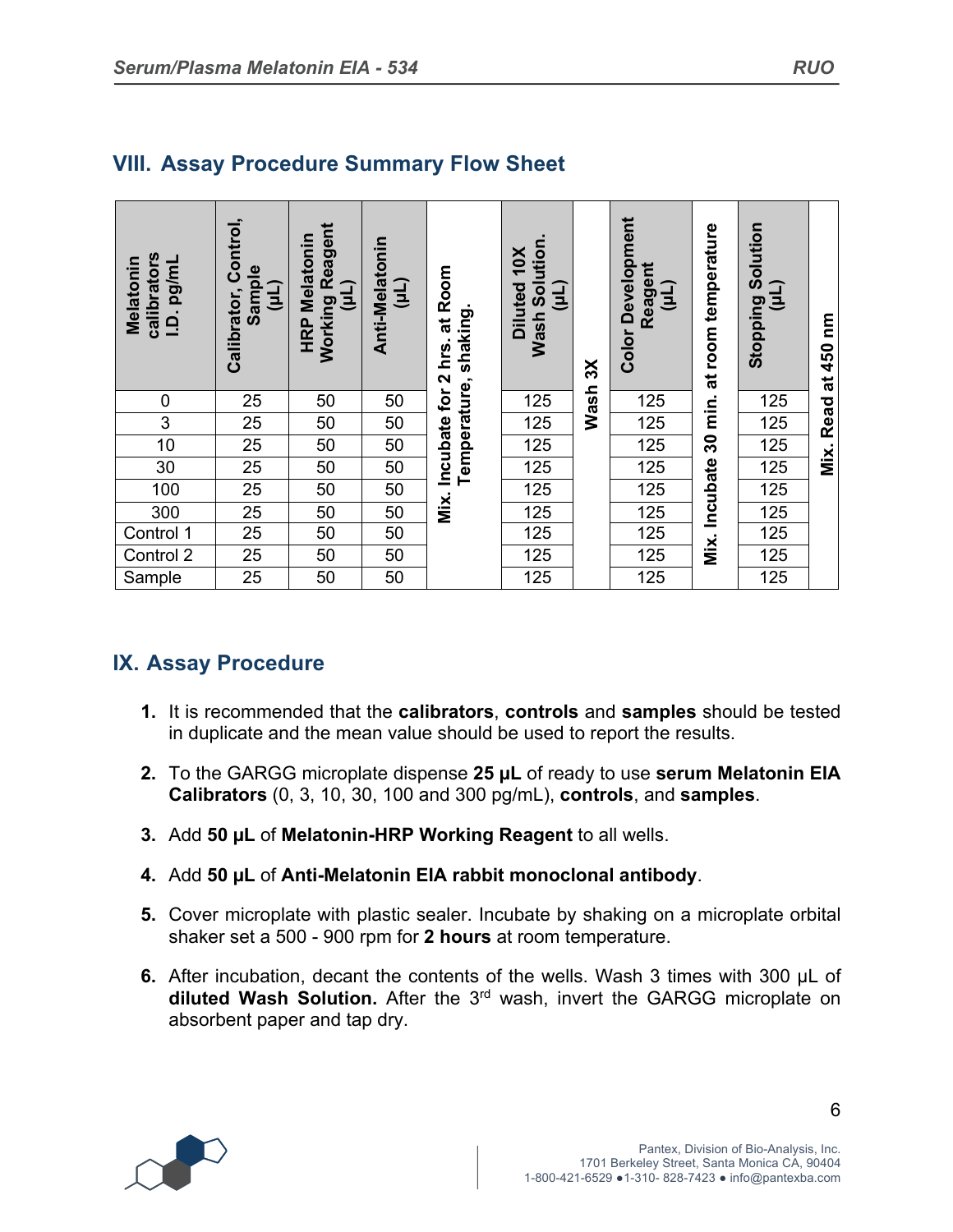## VIII. Assay Procedure Summary Flow Sheet

| Melatonin calibrators I.D. pg/mL | Calibrator, Control, Sample (µL) | HRP Melatonin Working Reagent (µL) | Anti-Melatonin (µL) | Mix. Incubate for 2 hrs. at Room Temperature, shaking. | Diluted 10X Wash Solution. (µL) | Wash 3X | Color Development Reagent (µL) | Mix. Incubate 30 min. at room temperature | Stopping Solution (µL) | Mix. Read at 450 nm |
|---|---|---|---|---|---|---|---|---|---|---|
| 0 | 25 | 50 | 50 | | 125 | | 125 | | 125 | |
| 3 | 25 | 50 | 50 | | 125 | | 125 | | 125 | |
| 10 | 25 | 50 | 50 | | 125 | | 125 | | 125 | |
| 30 | 25 | 50 | 50 | | 125 | | 125 | | 125 | |
| 100 | 25 | 50 | 50 | | 125 | | 125 | | 125 | |
| 300 | 25 | 50 | 50 | | 125 | | 125 | | 125 | |
| Control 1 | 25 | 50 | 50 | | 125 | | 125 | | 125 | |
| Control 2 | 25 | 50 | 50 | | 125 | | 125 | | 125 | |
| Sample | 25 | 50 | 50 | | 125 | | 125 | | 125 | |

## IX. Assay Procedure

1. It is recommended that the **calibrators**, **controls** and **samples** should be tested in duplicate and the mean value should be used to report the results.

2. To the GARGG microplate dispense **25 µL** of ready to use **serum Melatonin EIA Calibrators** (0, 3, 10, 30, 100 and 300 pg/mL), **controls**, and **samples**.

3. Add **50 µL** of **Melatonin-HRP Working Reagent** to all wells.

4. Add **50 µL** of **Anti-Melatonin EIA rabbit monoclonal antibody**.

5. Cover microplate with plastic sealer. Incubate by shaking on a microplate orbital shaker set a 500 - 900 rpm for **2 hours** at room temperature.

6. After incubation, decant the contents of the wells. Wash 3 times with 300 µL of **diluted Wash Solution.** After the 3rd wash, invert the GARGG microplate on absorbent paper and tap dry.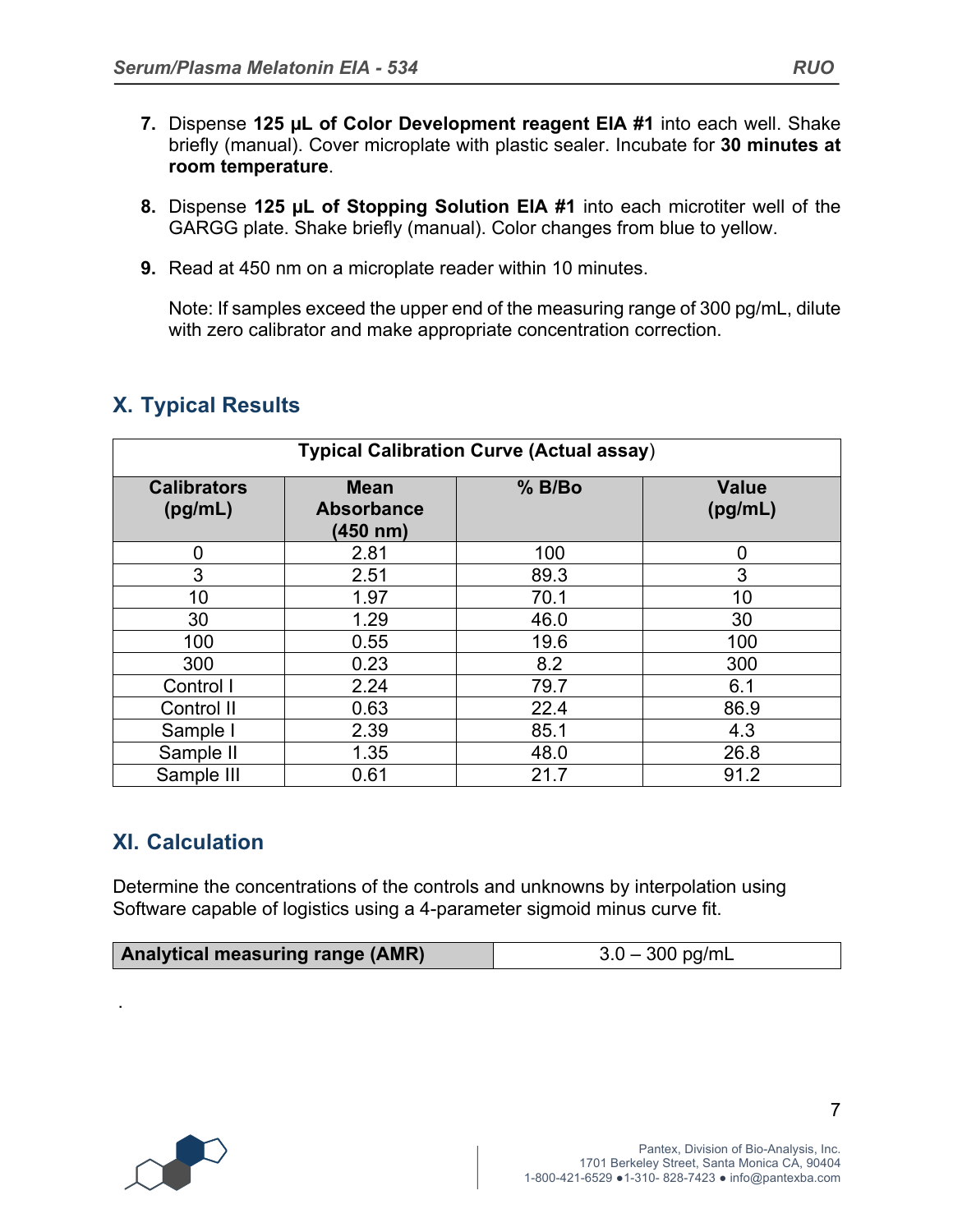7. Dispense **125 µL of Color Development reagent EIA #1** into each well. Shake briefly (manual). Cover microplate with plastic sealer. Incubate for **30 minutes at room temperature**.

8. Dispense **125 µL of Stopping Solution EIA #1** into each microtiter well of the GARGG plate. Shake briefly (manual). Color changes from blue to yellow.

9. Read at 450 nm on a microplate reader within 10 minutes.

   Note: If samples exceed the upper end of the measuring range of 300 pg/mL, dilute with zero calibrator and make appropriate concentration correction.

## X. Typical Results

**Typical Calibration Curve (Actual assay)**

| Calibrators (pg/mL) | Mean Absorbance (450 nm) | % B/Bo | Value (pg/mL) |
|---|---|---|---|
| 0 | 2.81 | 100 | 0 |
| 3 | 2.51 | 89.3 | 3 |
| 10 | 1.97 | 70.1 | 10 |
| 30 | 1.29 | 46.0 | 30 |
| 100 | 0.55 | 19.6 | 100 |
| 300 | 0.23 | 8.2 | 300 |
| Control I | 2.24 | 79.7 | 6.1 |
| Control II | 0.63 | 22.4 | 86.9 |
| Sample I | 2.39 | 85.1 | 4.3 |
| Sample II | 1.35 | 48.0 | 26.8 |
| Sample III | 0.61 | 21.7 | 91.2 |

## XI. Calculation

Determine the concentrations of the controls and unknowns by interpolation using Software capable of logistics using a 4-parameter sigmoid minus curve fit.

| **Analytical measuring range (AMR)** | 3.0 – 300 pg/mL |
|---|---|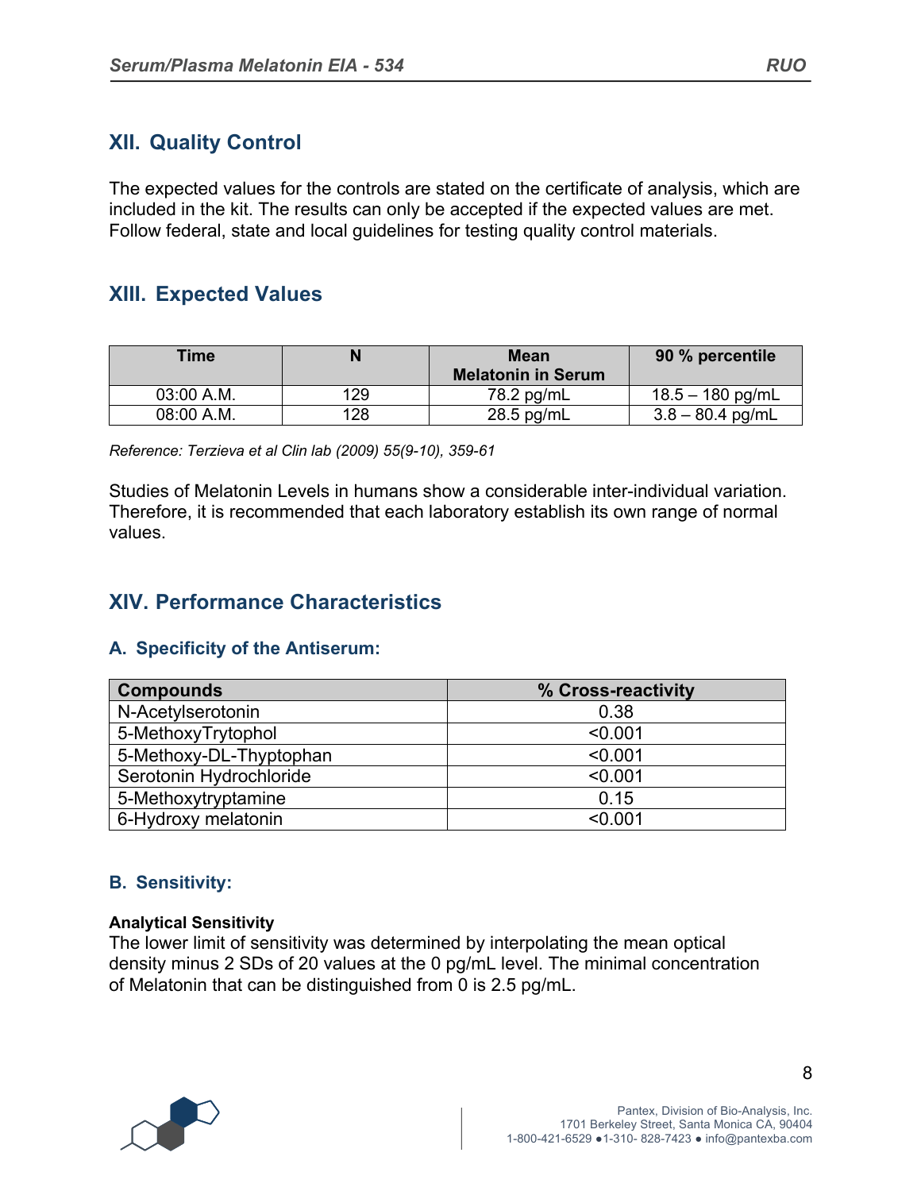## XII. Quality Control

The expected values for the controls are stated on the certificate of analysis, which are included in the kit. The results can only be accepted if the expected values are met. Follow federal, state and local guidelines for testing quality control materials.

## XIII. Expected Values

| Time | N | Mean Melatonin in Serum | 90 % percentile |
|---|---|---|---|
| 03:00 A.M. | 129 | 78.2 pg/mL | 18.5 – 180 pg/mL |
| 08:00 A.M. | 128 | 28.5 pg/mL | 3.8 – 80.4 pg/mL |

*Reference: Terzieva et al Clin lab (2009) 55(9-10), 359-61*

Studies of Melatonin Levels in humans show a considerable inter-individual variation. Therefore, it is recommended that each laboratory establish its own range of normal values.

## XIV. Performance Characteristics

### A. Specificity of the Antiserum:

| Compounds | % Cross-reactivity |
|---|---|
| N-Acetylserotonin | 0.38 |
| 5-MethoxyTrytophol | <0.001 |
| 5-Methoxy-DL-Thyptophan | <0.001 |
| Serotonin Hydrochloride | <0.001 |
| 5-Methoxytryptamine | 0.15 |
| 6-Hydroxy melatonin | <0.001 |

### B. Sensitivity:

**Analytical Sensitivity**

The lower limit of sensitivity was determined by interpolating the mean optical density minus 2 SDs of 20 values at the 0 pg/mL level. The minimal concentration of Melatonin that can be distinguished from 0 is 2.5 pg/mL.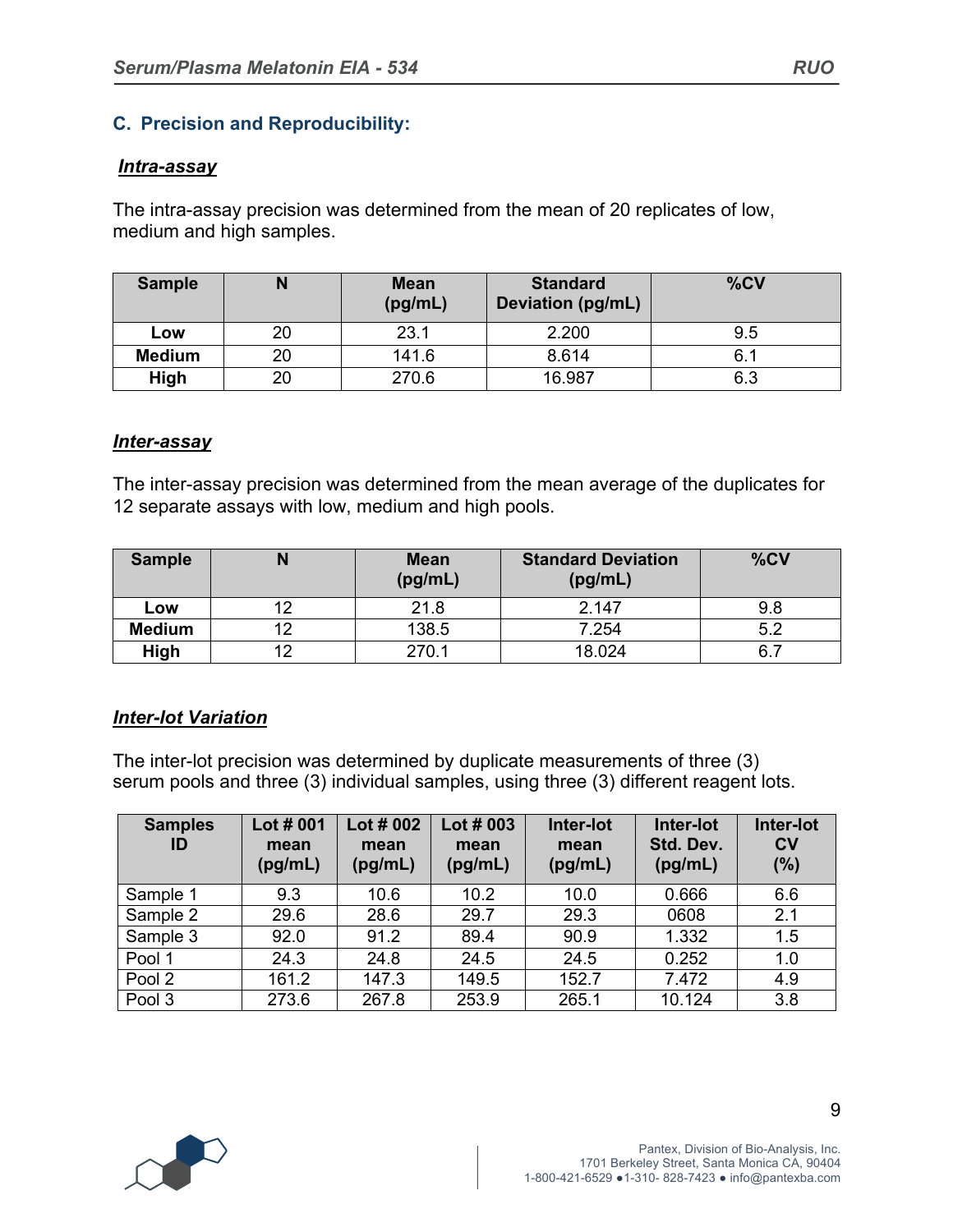## C. Precision and Reproducibility:

### *Intra-assay*

The intra-assay precision was determined from the mean of 20 replicates of low, medium and high samples.

| Sample | N | Mean (pg/mL) | Standard Deviation (pg/mL) | %CV |
|---|---|---|---|---|
| **Low** | 20 | 23.1 | 2.200 | 9.5 |
| **Medium** | 20 | 141.6 | 8.614 | 6.1 |
| **High** | 20 | 270.6 | 16.987 | 6.3 |

### *Inter-assay*

The inter-assay precision was determined from the mean average of the duplicates for 12 separate assays with low, medium and high pools.

| Sample | N | Mean (pg/mL) | Standard Deviation (pg/mL) | %CV |
|---|---|---|---|---|
| **Low** | 12 | 21.8 | 2.147 | 9.8 |
| **Medium** | 12 | 138.5 | 7.254 | 5.2 |
| **High** | 12 | 270.1 | 18.024 | 6.7 |

### *Inter-lot Variation*

The inter-lot precision was determined by duplicate measurements of three (3) serum pools and three (3) individual samples, using three (3) different reagent lots.

| Samples ID | Lot # 001 mean (pg/mL) | Lot # 002 mean (pg/mL) | Lot # 003 mean (pg/mL) | Inter-lot mean (pg/mL) | Inter-lot Std. Dev. (pg/mL) | Inter-lot CV (%) |
|---|---|---|---|---|---|---|
| Sample 1 | 9.3 | 10.6 | 10.2 | 10.0 | 0.666 | 6.6 |
| Sample 2 | 29.6 | 28.6 | 29.7 | 29.3 | 0608 | 2.1 |
| Sample 3 | 92.0 | 91.2 | 89.4 | 90.9 | 1.332 | 1.5 |
| Pool 1 | 24.3 | 24.8 | 24.5 | 24.5 | 0.252 | 1.0 |
| Pool 2 | 161.2 | 147.3 | 149.5 | 152.7 | 7.472 | 4.9 |
| Pool 3 | 273.6 | 267.8 | 253.9 | 265.1 | 10.124 | 3.8 |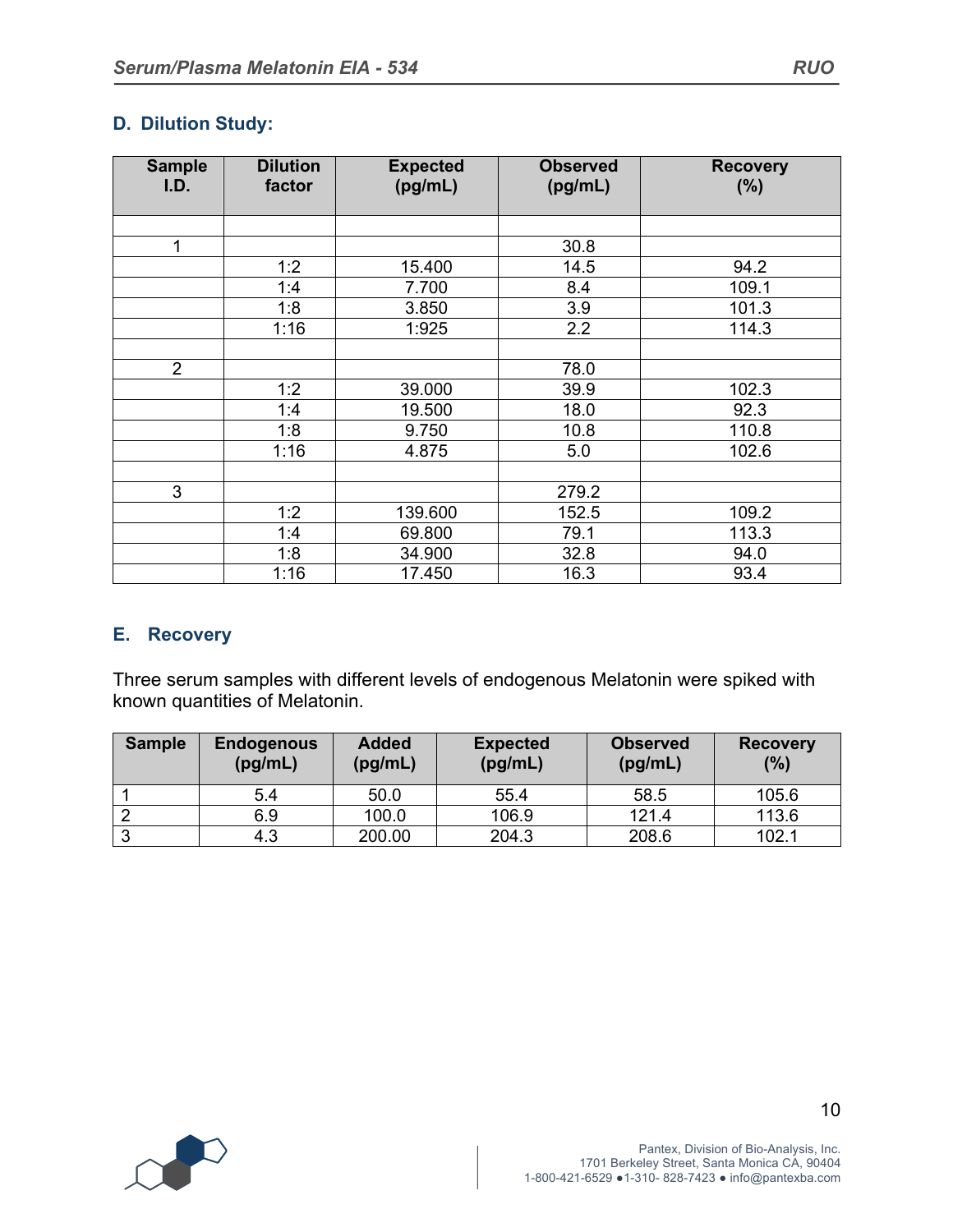## D. Dilution Study:

| Sample I.D. | Dilution factor | Expected (pg/mL) | Observed (pg/mL) | Recovery (%) |
|---|---|---|---|---|
| | | | | |
| 1 | | | 30.8 | |
| | 1:2 | 15.400 | 14.5 | 94.2 |
| | 1:4 | 7.700 | 8.4 | 109.1 |
| | 1:8 | 3.850 | 3.9 | 101.3 |
| | 1:16 | 1:925 | 2.2 | 114.3 |
| | | | | |
| 2 | | | 78.0 | |
| | 1:2 | 39.000 | 39.9 | 102.3 |
| | 1:4 | 19.500 | 18.0 | 92.3 |
| | 1:8 | 9.750 | 10.8 | 110.8 |
| | 1:16 | 4.875 | 5.0 | 102.6 |
| | | | | |
| 3 | | | 279.2 | |
| | 1:2 | 139.600 | 152.5 | 109.2 |
| | 1:4 | 69.800 | 79.1 | 113.3 |
| | 1:8 | 34.900 | 32.8 | 94.0 |
| | 1:16 | 17.450 | 16.3 | 93.4 |

## E. Recovery

Three serum samples with different levels of endogenous Melatonin were spiked with known quantities of Melatonin.

| Sample | Endogenous (pg/mL) | Added (pg/mL) | Expected (pg/mL) | Observed (pg/mL) | Recovery (%) |
|---|---|---|---|---|---|
| 1 | 5.4 | 50.0 | 55.4 | 58.5 | 105.6 |
| 2 | 6.9 | 100.0 | 106.9 | 121.4 | 113.6 |
| 3 | 4.3 | 200.00 | 204.3 | 208.6 | 102.1 |

Pantex, Division of Bio-Analysis, Inc.
1701 Berkeley Street, Santa Monica CA, 90404
1-800-421-6529 ●1-310- 828-7423 ● info@pantexba.com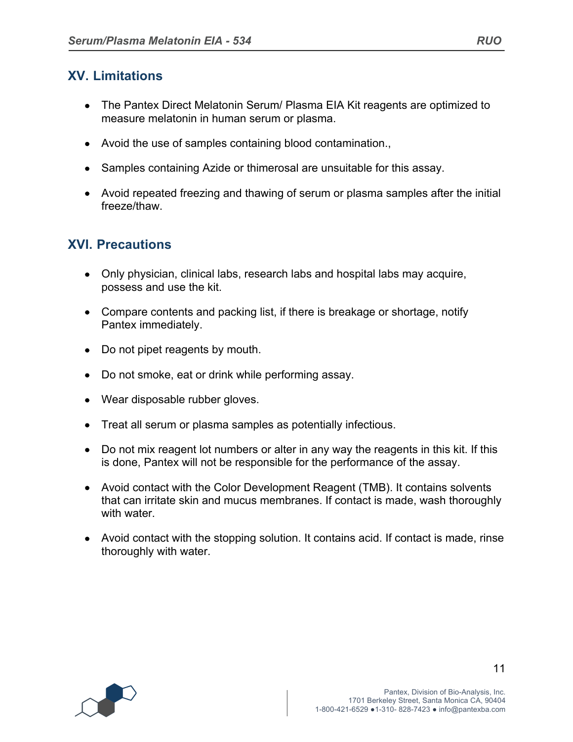## XV. Limitations

- The Pantex Direct Melatonin Serum/ Plasma EIA Kit reagents are optimized to measure melatonin in human serum or plasma.
- Avoid the use of samples containing blood contamination.,
- Samples containing Azide or thimerosal are unsuitable for this assay.
- Avoid repeated freezing and thawing of serum or plasma samples after the initial freeze/thaw.

## XVI. Precautions

- Only physician, clinical labs, research labs and hospital labs may acquire, possess and use the kit.
- Compare contents and packing list, if there is breakage or shortage, notify Pantex immediately.
- Do not pipet reagents by mouth.
- Do not smoke, eat or drink while performing assay.
- Wear disposable rubber gloves.
- Treat all serum or plasma samples as potentially infectious.
- Do not mix reagent lot numbers or alter in any way the reagents in this kit. If this is done, Pantex will not be responsible for the performance of the assay.
- Avoid contact with the Color Development Reagent (TMB). It contains solvents that can irritate skin and mucus membranes. If contact is made, wash thoroughly with water.
- Avoid contact with the stopping solution. It contains acid. If contact is made, rinse thoroughly with water.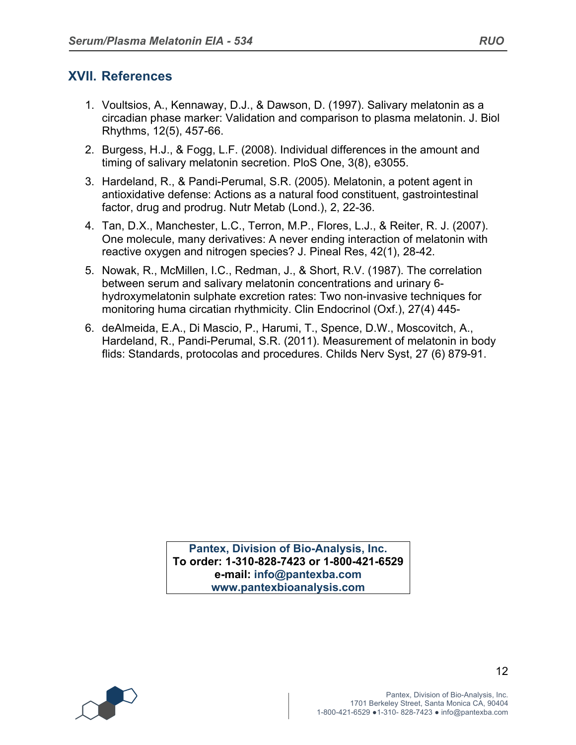## XVII. References

1. Voultsios, A., Kennaway, D.J., & Dawson, D. (1997). Salivary melatonin as a circadian phase marker: Validation and comparison to plasma melatonin. J. Biol Rhythms, 12(5), 457-66.
2. Burgess, H.J., & Fogg, L.F. (2008). Individual differences in the amount and timing of salivary melatonin secretion. PloS One, 3(8), e3055.
3. Hardeland, R., & Pandi-Perumal, S.R. (2005). Melatonin, a potent agent in antioxidative defense: Actions as a natural food constituent, gastrointestinal factor, drug and prodrug. Nutr Metab (Lond.), 2, 22-36.
4. Tan, D.X., Manchester, L.C., Terron, M.P., Flores, L.J., & Reiter, R. J. (2007). One molecule, many derivatives: A never ending interaction of melatonin with reactive oxygen and nitrogen species? J. Pineal Res, 42(1), 28-42.
5. Nowak, R., McMillen, I.C., Redman, J., & Short, R.V. (1987). The correlation between serum and salivary melatonin concentrations and urinary 6-hydroxymelatonin sulphate excretion rates: Two non-invasive techniques for monitoring huma circatian rhythmicity. Clin Endocrinol (Oxf.), 27(4) 445-
6. deAlmeida, E.A., Di Mascio, P., Harumi, T., Spence, D.W., Moscovitch, A., Hardeland, R., Pandi-Perumal, S.R. (2011). Measurement of melatonin in body flids: Standards, protocolas and procedures. Childs Nerv Syst, 27 (6) 879-91.

**Pantex, Division of Bio-Analysis, Inc.**
**To order: 1-310-828-7423 or 1-800-421-6529**
**e-mail: info@pantexba.com**
**www.pantexbioanalysis.com**

Pantex, Division of Bio-Analysis, Inc.
1701 Berkeley Street, Santa Monica CA, 90404
1-800-421-6529 ●1-310- 828-7423 ● info@pantexba.com